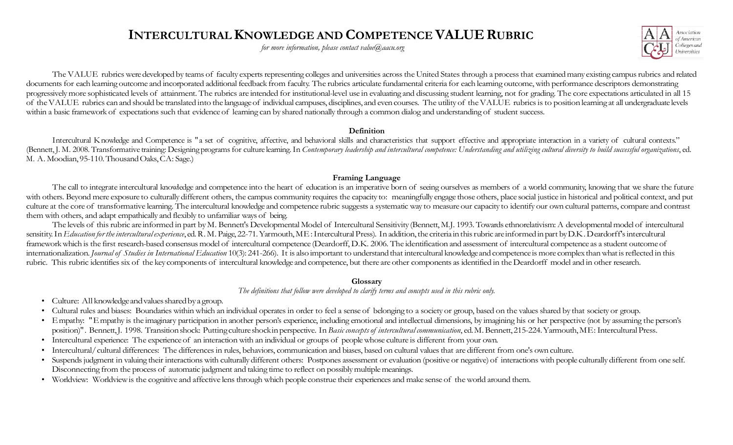# Intercultural Knowledge and Competence VALUE Rubric

*for more information, please contact value@aacu.org*

The VALUE rubrics were developed by teams of faculty experts representing colleges and universities across the United States through a process that examined many existing campus rubrics and related documents for each learning outcome and incorporated additional feedback from faculty. The rubrics articulate fundamental criteria for each learning outcome, with performance descriptors demonstrating progressively more sophisticated levels of attainment. The rubrics are intended for institutional-level use in evaluating and discussing student learning, not for grading. The core expectations articulated in all 15 of the VALUE rubrics can and should be translated into the language of individual campuses, disciplines, and even courses. The utility of the VALUE rubrics is to position learning at all undergraduate levels within a basic framework of expectations such that evidence of learning can by shared nationally through a common dialog and understanding of student success.

## Definition

Intercultural Knowledge and Competence is "a set of cognitive, affective, and behavioral skills and characteristics that support effective and appropriate interaction in a variety of cultural contexts." (Bennett, J. M. 2008. Transformative training: Designing programs for culture learning. In *Contemporary leadership and intercultural competence: Understanding and utilizing cultural diversity to build successful organizations*, ed. M. A. Moodian, 95-110. Thousand Oaks, CA: Sage.)

## Framing Language

The call to integrate intercultural knowledge and competence into the heart of education is an imperative born of seeing ourselves as members of a world community, knowing that we share the future with others. Beyond mere exposure to culturally different others, the campus community requires the capacity to: meaningfully engage those others, place social justice in historical and political context, and put culture at the core of transformative learning. The intercultural knowledge and competence rubric suggests a systematic way to measure our capacity to identify our own cultural patterns, compare and contrast them with others, and adapt empathically and flexibly to unfamiliar ways of being.

The levels of this rubric are informed in part by M. Bennett's Developmental Model of Intercultural Sensitivity (Bennett, M.J. 1993. Towards ethnorelativism: A developmental model of intercultural sensitity. In *Education for the intercultural experience*, ed. R. M. Paige, 22-71. Yarmouth, ME: Intercultural Press). In addition, the criteria in this rubric are informed in part by D.K. Deardorff's intercultural framework which is the first research-based consensus model of intercultural competence (Deardorff, D.K. 2006. The identification and assessment of intercultural competence as a student outcome of internationalization. *Journal of Studies in International Education* 10(3): 241-266). It is also important to understand that intercultural knowledge and competence is more complex than what is reflected in this rubric. This rubric identifies six of the key components of intercultural knowledge and competence, but there are other components as identified in the Deardorff model and in other research.

## Glossary

*The definitions that follow were developed to clarify terms and concepts used in this rubric only.*

- Culture: All knowledge and values shared by a group.
- Cultural rules and biases: Boundaries within which an individual operates in order to feel a sense of belonging to a society or group, based on the values shared by that society or group.
- Empathy: "Empathy is the imaginary participation in another person's experience, including emotional and intellectual dimensions, by imagining his or her perspective (not by assuming the person's position)". Bennett, J. 1998. Transition shock: Putting culture shock in perspective. In *Basic concepts of intercultural communication*, ed. M. Bennett, 215-224. Yarmouth, ME: Intercultural Press.
- Intercultural experience: The experience of an interaction with an individual or groups of people whose culture is different from your own.
- Intercultural/cultural differences: The differences in rules, behaviors, communication and biases, based on cultural values that are different from one's own culture.
- Suspends judgment in valuing their interactions with culturally different others: Postpones assessment or evaluation (positive or negative) of interactions with people culturally different from one self. Disconnecting from the process of automatic judgment and taking time to reflect on possibly multiple meanings.
- Worldview: Worldview is the cognitive and affective lens through which people construe their experiences and make sense of the world around them.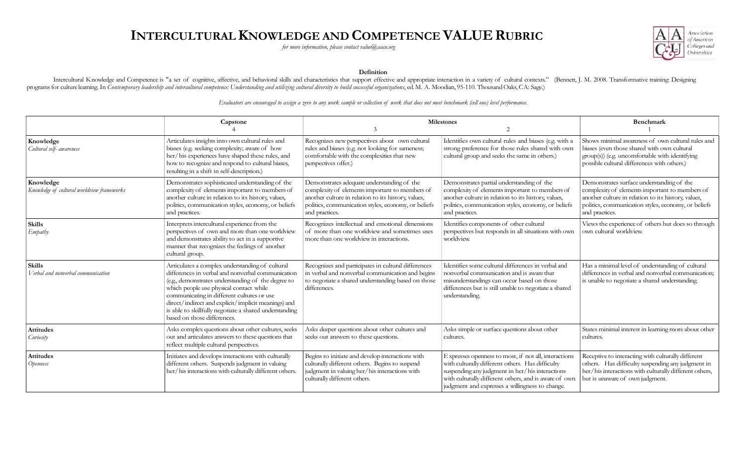# INTERCULTURAL KNOWLEDGE AND COMPETENCE VALUE RUBRIC

*for more information, please contact value@aacu.org*

**Definition**

Intercultural Knowledge and Competence is "a set of cognitive, affective, and behavioral skills and characteristics that support effective and appropriate interaction in a variety of cultural contexts." (Bennett, J. M. 2008. Transformative training: Designing programs for culture learning. In *Contemporary leadership and intercultural competence: Understanding and utilizing cultural diversity to build successful organizations*, ed. M. A. Moodian, 95-110. Thousand Oaks, CA: Sage.)

*Evaluators are encouraged to assign a zero to any work sample or collection of work that does not meet benchmark (cell one) level performance.*

| | Capstone<br>4 | Milestones<br>3 | <br>2 | Benchmark<br>1 |
|---|---|---|---|---|
| **Knowledge**<br>*Cultural self- awareness* | Articulates insights into own cultural rules and biases (e.g. seeking complexity; aware of how her/his experiences have shaped these rules, and how to recognize and respond to cultural biases, resulting in a shift in self-description.) | Recognizes new perspectives about own cultural rules and biases (e.g. not looking for sameness; comfortable with the complexities that new perspectives offer.) | Identifies own cultural rules and biases (e.g. with a strong preference for those rules shared with own cultural group and seeks the same in others.) | Shows minimal awareness of own cultural rules and biases (even those shared with own cultural group(s)) (e.g. uncomfortable with identifying possible cultural differences with others.) |
| **Knowledge**<br>*Knowledge of cultural worldview frameworks* | Demonstrates sophisticated understanding of the complexity of elements important to members of another culture in relation to its history, values, politics, communication styles, economy, or beliefs and practices. | Demonstrates adequate understanding of the complexity of elements important to members of another culture in relation to its history, values, politics, communication styles, economy, or beliefs and practices. | Demonstrates partial understanding of the complexity of elements important to members of another culture in relation to its history, values, politics, communication styles, economy, or beliefs and practices. | Demonstrates surface understanding of the complexity of elements important to members of another culture in relation to its history, values, politics, communication styles, economy, or beliefs and practices. |
| **Skills**<br>*Empathy* | Interprets intercultural experience from the perspectives of own and more than one worldview and demonstrates ability to act in a supportive manner that recognizes the feelings of another cultural group. | Recognizes intellectual and emotional dimensions of more than one worldview and sometimes uses more than one worldview in interactions. | Identifies components of other cultural perspectives but responds in all situations with own worldview. | Views the experience of others but does so through own cultural worldview. |
| **Skills**<br>*Verbal and nonverbal communication* | Articulates a complex understanding of cultural differences in verbal and nonverbal communication (e.g., demonstrates understanding of the degree to which people use physical contact while communicating in different cultures or use direct/indirect and explicit/implicit meanings) and is able to skillfully negotiate a shared understanding based on those differences. | Recognizes and participates in cultural differences in verbal and nonverbal communication and begins to negotiate a shared understanding based on those differences. | Identifies some cultural differences in verbal and nonverbal communication and is aware that misunderstandings can occur based on those differences but is still unable to negotiate a shared understanding. | Has a minimal level of understanding of cultural differences in verbal and nonverbal communication; is unable to negotiate a shared understanding. |
| **Attitudes**<br>*Curiosity* | Asks complex questions about other cultures, seeks out and articulates answers to these questions that reflect multiple cultural perspectives. | Asks deeper questions about other cultures and seeks out answers to these questions. | Asks simple or surface questions about other cultures. | States minimal interest in learning more about other cultures. |
| **Attitudes**<br>*Openness* | Initiates and develops interactions with culturally different others. Suspends judgment in valuing her/his interactions with culturally different others. | Begins to initiate and develop interactions with culturally different others. Begins to suspend judgment in valuing her/his interactions with culturally different others. | Expresses openness to most, if not all, interactions with culturally different others. Has difficulty suspending any judgment in her/his interactions with culturally different others, and is aware of own judgment and expresses a willingness to change. | Receptive to interacting with culturally different others. Has difficulty suspending any judgment in her/his interactions with culturally different others, but is unaware of own judgment. |